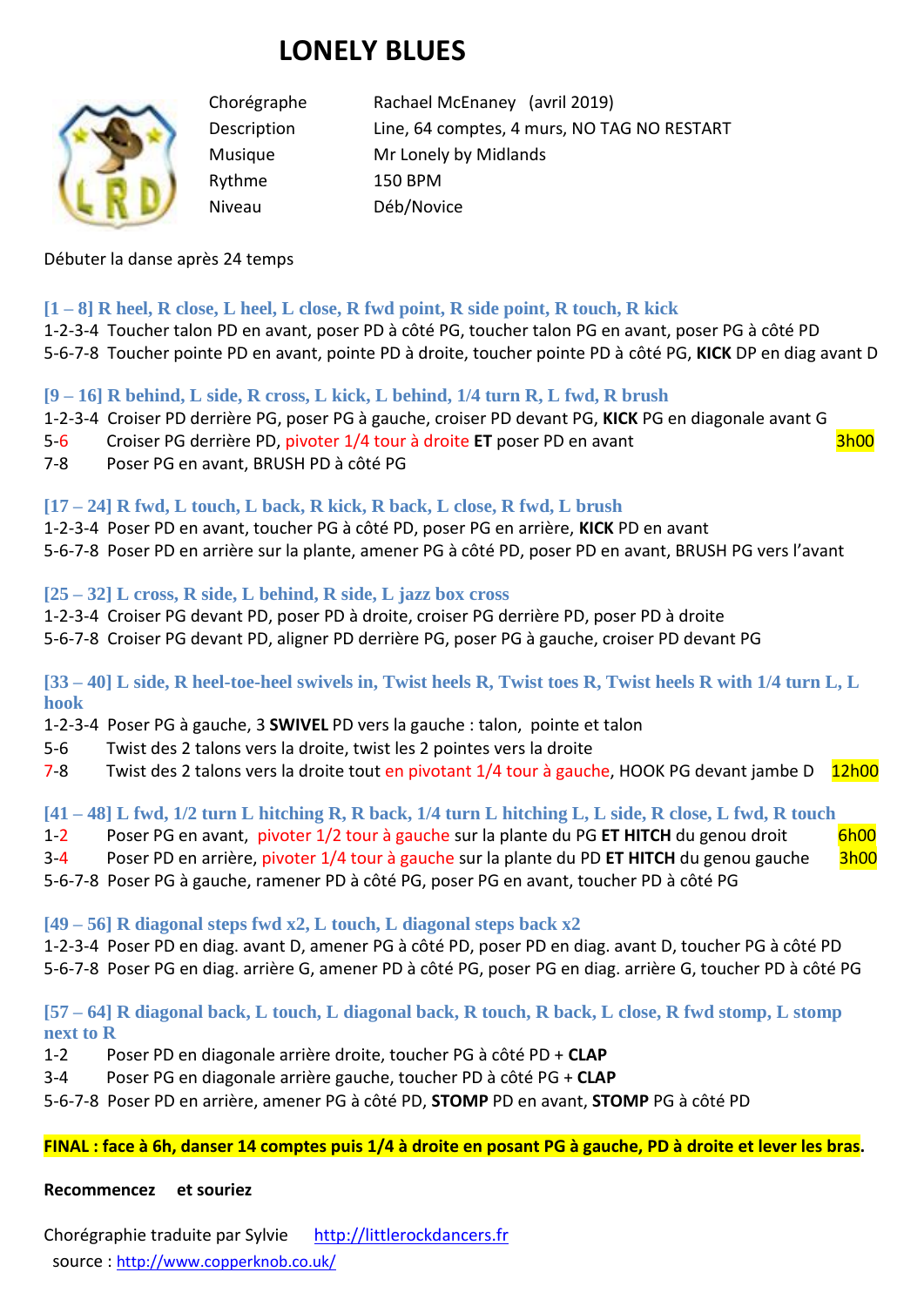# LONELY BLUES

| | |
|---|---|
| Chorégraphe | Rachael McEnaney (avril 2019) |
| Description | Line, 64 comptes, 4 murs, NO TAG NO RESTART |
| Musique | Mr Lonely by Midlands |
| Rythme | 150 BPM |
| Niveau | Déb/Novice |

Débuter la danse après 24 temps

### [1 – 8] R heel, R close, L heel, L close, R fwd point, R side point, R touch, R kick

1-2-3-4 Toucher talon PD en avant, poser PD à côté PG, toucher talon PG en avant, poser PG à côté PD
5-6-7-8 Toucher pointe PD en avant, pointe PD à droite, toucher pointe PD à côté PG, **KICK** DP en diag avant D

### [9 – 16] R behind, L side, R cross, L kick, L behind, 1/4 turn R, L fwd, R brush

1-2-3-4 Croiser PD derrière PG, poser PG à gauche, croiser PD devant PG, **KICK** PG en diagonale avant G
5-6 Croiser PG derrière PD, pivoter 1/4 tour à droite **ET** poser PD en avant — 3h00
7-8 Poser PG en avant, BRUSH PD à côté PG

### [17 – 24] R fwd, L touch, L back, R kick, R back, L close, R fwd, L brush

1-2-3-4 Poser PD en avant, toucher PG à côté PD, poser PG en arrière, **KICK** PD en avant
5-6-7-8 Poser PD en arrière sur la plante, amener PG à côté PD, poser PD en avant, BRUSH PG vers l'avant

### [25 – 32] L cross, R side, L behind, R side, L jazz box cross

1-2-3-4 Croiser PG devant PD, poser PD à droite, croiser PG derrière PD, poser PD à droite
5-6-7-8 Croiser PG devant PD, aligner PD derrière PG, poser PG à gauche, croiser PD devant PG

### [33 – 40] L side, R heel-toe-heel swivels in, Twist heels R, Twist toes R, Twist heels R with 1/4 turn L, L hook

1-2-3-4 Poser PG à gauche, 3 **SWIVEL** PD vers la gauche : talon, pointe et talon
5-6 Twist des 2 talons vers la droite, twist les 2 pointes vers la droite
7-8 Twist des 2 talons vers la droite tout en pivotant 1/4 tour à gauche, HOOK PG devant jambe D — 12h00

### [41 – 48] L fwd, 1/2 turn L hitching R, R back, 1/4 turn L hitching L, L side, R close, L fwd, R touch

1-2 Poser PG en avant, pivoter 1/2 tour à gauche sur la plante du PG **ET HITCH** du genou droit — 6h00
3-4 Poser PD en arrière, pivoter 1/4 tour à gauche sur la plante du PD **ET HITCH** du genou gauche — 3h00
5-6-7-8 Poser PG à gauche, ramener PD à côté PG, poser PG en avant, toucher PD à côté PG

### [49 – 56] R diagonal steps fwd x2, L touch, L diagonal steps back x2

1-2-3-4 Poser PD en diag. avant D, amener PG à côté PD, poser PD en diag. avant D, toucher PG à côté PD
5-6-7-8 Poser PG en diag. arrière G, amener PD à côté PG, poser PG en diag. arrière G, toucher PD à côté PG

### [57 – 64] R diagonal back, L touch, L diagonal back, R touch, R back, L close, R fwd stomp, L stomp next to R

1-2 Poser PD en diagonale arrière droite, toucher PG à côté PD + **CLAP**
3-4 Poser PG en diagonale arrière gauche, toucher PD à côté PG + **CLAP**
5-6-7-8 Poser PD en arrière, amener PG à côté PD, **STOMP** PD en avant, **STOMP** PG à côté PD

**FINAL : face à 6h, danser 14 comptes puis 1/4 à droite en posant PG à gauche, PD à droite et lever les bras.**

**Recommencez et souriez**

Chorégraphie traduite par Sylvie http://littlerockdancers.fr
source : http://www.copperknob.co.uk/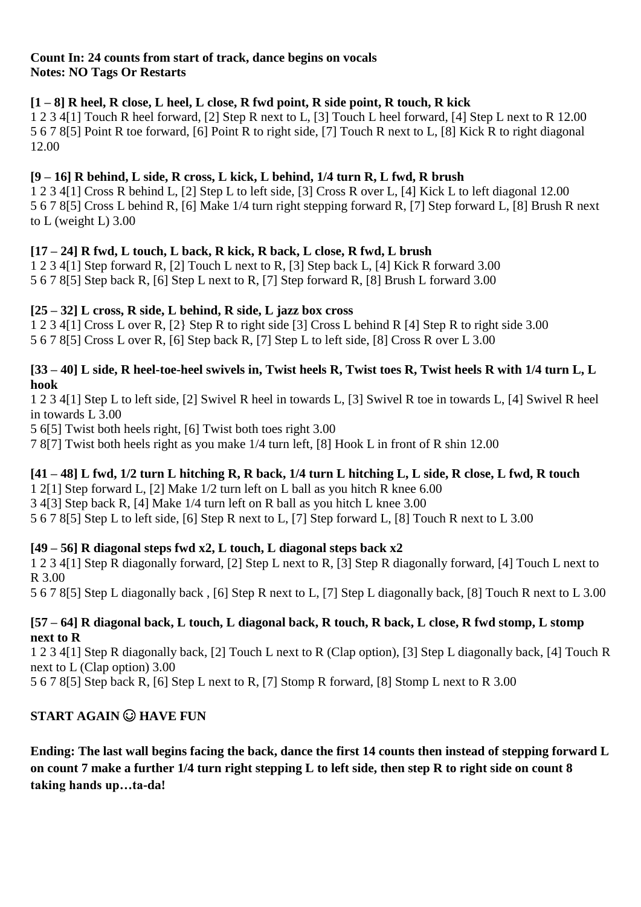**Count In: 24 counts from start of track, dance begins on vocals**
**Notes: NO Tags Or Restarts**

**[1 – 8] R heel, R close, L heel, L close, R fwd point, R side point, R touch, R kick**
1 2 3 4[1] Touch R heel forward, [2] Step R next to L, [3] Touch L heel forward, [4] Step L next to R 12.00
5 6 7 8[5] Point R toe forward, [6] Point R to right side, [7] Touch R next to L, [8] Kick R to right diagonal 12.00

**[9 – 16] R behind, L side, R cross, L kick, L behind, 1/4 turn R, L fwd, R brush**
1 2 3 4[1] Cross R behind L, [2] Step L to left side, [3] Cross R over L, [4] Kick L to left diagonal 12.00
5 6 7 8[5] Cross L behind R, [6] Make 1/4 turn right stepping forward R, [7] Step forward L, [8] Brush R next to L (weight L) 3.00

**[17 – 24] R fwd, L touch, L back, R kick, R back, L close, R fwd, L brush**
1 2 3 4[1] Step forward R, [2] Touch L next to R, [3] Step back L, [4] Kick R forward 3.00
5 6 7 8[5] Step back R, [6] Step L next to R, [7] Step forward R, [8] Brush L forward 3.00

**[25 – 32] L cross, R side, L behind, R side, L jazz box cross**
1 2 3 4[1] Cross L over R, [2} Step R to right side [3] Cross L behind R [4] Step R to right side 3.00
5 6 7 8[5] Cross L over R, [6] Step back R, [7] Step L to left side, [8] Cross R over L 3.00

**[33 – 40] L side, R heel-toe-heel swivels in, Twist heels R, Twist toes R, Twist heels R with 1/4 turn L, L hook**
1 2 3 4[1] Step L to left side, [2] Swivel R heel in towards L, [3] Swivel R toe in towards L, [4] Swivel R heel in towards L 3.00
5 6[5] Twist both heels right, [6] Twist both toes right 3.00
7 8[7] Twist both heels right as you make 1/4 turn left, [8] Hook L in front of R shin 12.00

**[41 – 48] L fwd, 1/2 turn L hitching R, R back, 1/4 turn L hitching L, L side, R close, L fwd, R touch**
1 2[1] Step forward L, [2] Make 1/2 turn left on L ball as you hitch R knee 6.00
3 4[3] Step back R, [4] Make 1/4 turn left on R ball as you hitch L knee 3.00
5 6 7 8[5] Step L to left side, [6] Step R next to L, [7] Step forward L, [8] Touch R next to L 3.00

**[49 – 56] R diagonal steps fwd x2, L touch, L diagonal steps back x2**
1 2 3 4[1] Step R diagonally forward, [2] Step L next to R, [3] Step R diagonally forward, [4] Touch L next to R 3.00
5 6 7 8[5] Step L diagonally back , [6] Step R next to L, [7] Step L diagonally back, [8] Touch R next to L 3.00

**[57 – 64] R diagonal back, L touch, L diagonal back, R touch, R back, L close, R fwd stomp, L stomp next to R**
1 2 3 4[1] Step R diagonally back, [2] Touch L next to R (Clap option), [3] Step L diagonally back, [4] Touch R next to L (Clap option) 3.00
5 6 7 8[5] Step back R, [6] Step L next to R, [7] Stomp R forward, [8] Stomp L next to R 3.00

**START AGAIN ☺ HAVE FUN**

**Ending: The last wall begins facing the back, dance the first 14 counts then instead of stepping forward L on count 7 make a further 1/4 turn right stepping L to left side, then step R to right side on count 8 taking hands up…ta-da!**